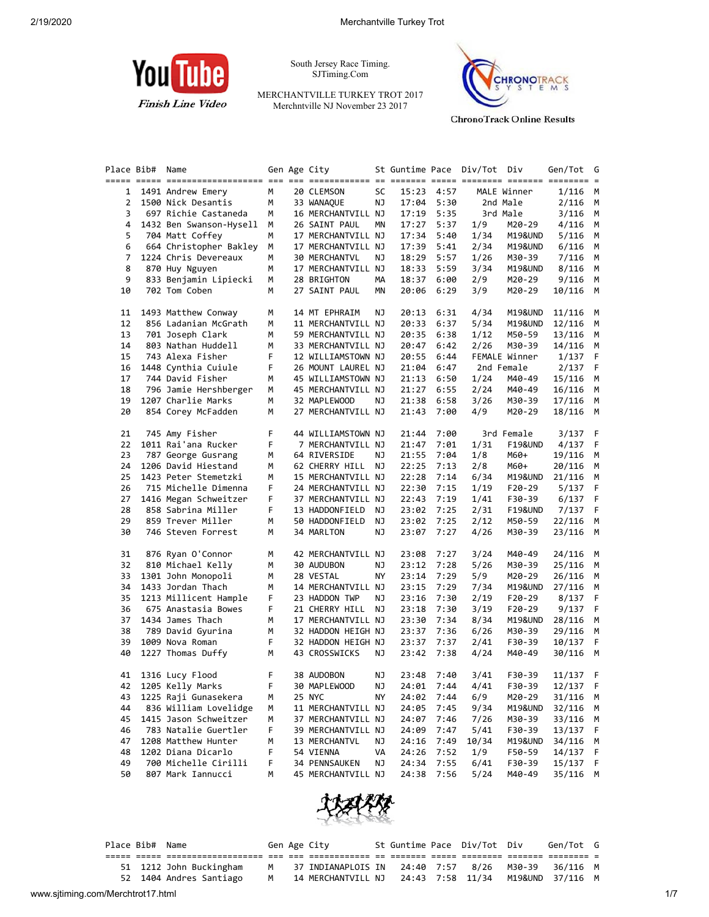South Jersey Race Timing.
SJTiming.Com

MERCHANTVILLE TURKEY TROT 2017
Merchntville NJ November 23 2017

YouTube Finish Line Video

ChronoTrack Online Results

| Place | Bib# | Name | Gen | Age | City | St | Guntime | Pace | Div/Tot | Div | Gen/Tot | G |
|---|---|---|---|---|---|---|---|---|---|---|---|---|
| 1 | 1491 | Andrew Emery | M | 20 | CLEMSON | SC | 15:23 | 4:57 | MALE | Winner | 1/116 | M |
| 2 | 1500 | Nick Desantis | M | 33 | WANAQUE | NJ | 17:04 | 5:30 | 2nd | Male | 2/116 | M |
| 3 | 697 | Richie Castaneda | M | 16 | MERCHANTVILL | NJ | 17:19 | 5:35 | 3rd | Male | 3/116 | M |
| 4 | 1432 | Ben Swanson-Hysell | M | 26 | SAINT PAUL | MN | 17:27 | 5:37 | 1/9 | M20-29 | 4/116 | M |
| 5 | 704 | Matt Coffey | M | 17 | MERCHANTVILL | NJ | 17:34 | 5:40 | 1/34 | M19&UND | 5/116 | M |
| 6 | 664 | Christopher Bakley | M | 17 | MERCHANTVILL | NJ | 17:39 | 5:41 | 2/34 | M19&UND | 6/116 | M |
| 7 | 1224 | Chris Devereaux | M | 30 | MERCHANTVL | NJ | 18:29 | 5:57 | 1/26 | M30-39 | 7/116 | M |
| 8 | 870 | Huy Nguyen | M | 17 | MERCHANTVILL | NJ | 18:33 | 5:59 | 3/34 | M19&UND | 8/116 | M |
| 9 | 833 | Benjamin Lipiecki | M | 28 | BRIGHTON | MA | 18:37 | 6:00 | 2/9 | M20-29 | 9/116 | M |
| 10 | 702 | Tom Coben | M | 27 | SAINT PAUL | MN | 20:06 | 6:29 | 3/9 | M20-29 | 10/116 | M |
| 11 | 1493 | Matthew Conway | M | 14 | MT EPHRAIM | NJ | 20:13 | 6:31 | 4/34 | M19&UND | 11/116 | M |
| 12 | 856 | Ladanian McGrath | M | 11 | MERCHANTVILL | NJ | 20:33 | 6:37 | 5/34 | M19&UND | 12/116 | M |
| 13 | 701 | Joseph Clark | M | 59 | MERCHANTVILL | NJ | 20:35 | 6:38 | 1/12 | M50-59 | 13/116 | M |
| 14 | 803 | Nathan Huddell | M | 33 | MERCHANTVILL | NJ | 20:47 | 6:42 | 2/26 | M30-39 | 14/116 | M |
| 15 | 743 | Alexa Fisher | F | 12 | WILLIAMSTOWN | NJ | 20:55 | 6:44 | FEMALE | Winner | 1/137 | F |
| 16 | 1448 | Cynthia Cuiule | F | 26 | MOUNT LAUREL | NJ | 21:04 | 6:47 | 2nd | Female | 2/137 | F |
| 17 | 744 | David Fisher | M | 45 | WILLIAMSTOWN | NJ | 21:13 | 6:50 | 1/24 | M40-49 | 15/116 | M |
| 18 | 796 | Jamie Hershberger | M | 45 | MERCHANTVILL | NJ | 21:27 | 6:55 | 2/24 | M40-49 | 16/116 | M |
| 19 | 1207 | Charlie Marks | M | 32 | MAPLEWOOD | NJ | 21:38 | 6:58 | 3/26 | M30-39 | 17/116 | M |
| 20 | 854 | Corey McFadden | M | 27 | MERCHANTVILL | NJ | 21:43 | 7:00 | 4/9 | M20-29 | 18/116 | M |
| 21 | 745 | Amy Fisher | F | 44 | WILLIAMSTOWN | NJ | 21:44 | 7:00 | 3rd | Female | 3/137 | F |
| 22 | 1011 | Rai'ana Rucker | F | 7 | MERCHANTVILL | NJ | 21:47 | 7:01 | 1/31 | F19&UND | 4/137 | F |
| 23 | 787 | George Gusrang | M | 64 | RIVERSIDE | NJ | 21:55 | 7:04 | 1/8 | M60+ | 19/116 | M |
| 24 | 1206 | David Hiestand | M | 62 | CHERRY HILL | NJ | 22:25 | 7:13 | 2/8 | M60+ | 20/116 | M |
| 25 | 1423 | Peter Stemetzki | M | 15 | MERCHANTVILL | NJ | 22:28 | 7:14 | 6/34 | M19&UND | 21/116 | M |
| 26 | 715 | Michelle Dimenna | F | 24 | MERCHANTVILL | NJ | 22:30 | 7:15 | 1/19 | F20-29 | 5/137 | F |
| 27 | 1416 | Megan Schweitzer | F | 37 | MERCHANTVILL | NJ | 22:43 | 7:19 | 1/41 | F30-39 | 6/137 | F |
| 28 | 858 | Sabrina Miller | F | 13 | HADDONFIELD | NJ | 23:02 | 7:25 | 2/31 | F19&UND | 7/137 | F |
| 29 | 859 | Trever Miller | M | 50 | HADDONFIELD | NJ | 23:02 | 7:25 | 2/12 | M50-59 | 22/116 | M |
| 30 | 746 | Steven Forrest | M | 34 | MARLTON | NJ | 23:07 | 7:27 | 4/26 | M30-39 | 23/116 | M |
| 31 | 876 | Ryan O'Connor | M | 42 | MERCHANTVILL | NJ | 23:08 | 7:27 | 3/24 | M40-49 | 24/116 | M |
| 32 | 810 | Michael Kelly | M | 30 | AUDUBON | NJ | 23:12 | 7:28 | 5/26 | M30-39 | 25/116 | M |
| 33 | 1301 | John Monopoli | M | 28 | VESTAL | NY | 23:14 | 7:29 | 5/9 | M20-29 | 26/116 | M |
| 34 | 1433 | Jordan Thach | M | 14 | MERCHANTVILL | NJ | 23:15 | 7:29 | 7/34 | M19&UND | 27/116 | M |
| 35 | 1213 | Millicent Hample | F | 23 | HADDON TWP | NJ | 23:16 | 7:30 | 2/19 | F20-29 | 8/137 | F |
| 36 | 675 | Anastasia Bowes | F | 21 | CHERRY HILL | NJ | 23:18 | 7:30 | 3/19 | F20-29 | 9/137 | F |
| 37 | 1434 | James Thach | M | 17 | MERCHANTVILL | NJ | 23:30 | 7:34 | 8/34 | M19&UND | 28/116 | M |
| 38 | 789 | David Gyurina | M | 32 | HADDON HEIGH | NJ | 23:37 | 7:36 | 6/26 | M30-39 | 29/116 | M |
| 39 | 1009 | Nova Roman | F | 32 | HADDON HEIGH | NJ | 23:37 | 7:37 | 2/41 | F30-39 | 10/137 | F |
| 40 | 1227 | Thomas Duffy | M | 43 | CROSSWICKS | NJ | 23:42 | 7:38 | 4/24 | M40-49 | 30/116 | M |
| 41 | 1316 | Lucy Flood | F | 38 | AUDOBON | NJ | 23:48 | 7:40 | 3/41 | F30-39 | 11/137 | F |
| 42 | 1205 | Kelly Marks | F | 30 | MAPLEWOOD | NJ | 24:01 | 7:44 | 4/41 | F30-39 | 12/137 | F |
| 43 | 1225 | Raji Gunasekera | M | 25 | NYC | NY | 24:02 | 7:44 | 6/9 | M20-29 | 31/116 | M |
| 44 | 836 | William Lovelidge | M | 11 | MERCHANTVILL | NJ | 24:05 | 7:45 | 9/34 | M19&UND | 32/116 | M |
| 45 | 1415 | Jason Schweitzer | M | 37 | MERCHANTVILL | NJ | 24:07 | 7:46 | 7/26 | M30-39 | 33/116 | M |
| 46 | 783 | Natalie Guertler | F | 39 | MERCHANTVILL | NJ | 24:09 | 7:47 | 5/41 | F30-39 | 13/137 | F |
| 47 | 1208 | Matthew Hunter | M | 13 | MERCHANTVL | NJ | 24:16 | 7:49 | 10/34 | M19&UND | 34/116 | M |
| 48 | 1202 | Diana Dicarlo | F | 54 | VIENNA | VA | 24:26 | 7:52 | 1/9 | F50-59 | 14/137 | F |
| 49 | 700 | Michelle Cirilli | F | 34 | PENNSAUKEN | NJ | 24:34 | 7:55 | 6/41 | F30-39 | 15/137 | F |
| 50 | 807 | Mark Iannucci | M | 45 | MERCHANTVILL | NJ | 24:38 | 7:56 | 5/24 | M40-49 | 35/116 | M |
| 51 | 1212 | John Buckingham | M | 37 | INDIANAPLOIS | IN | 24:40 | 7:57 | 8/26 | M30-39 | 36/116 | M |
| 52 | 1404 | Andres Santiago | M | 14 | MERCHANTVILL | NJ | 24:43 | 7:58 | 11/34 | M19&UND | 37/116 | M |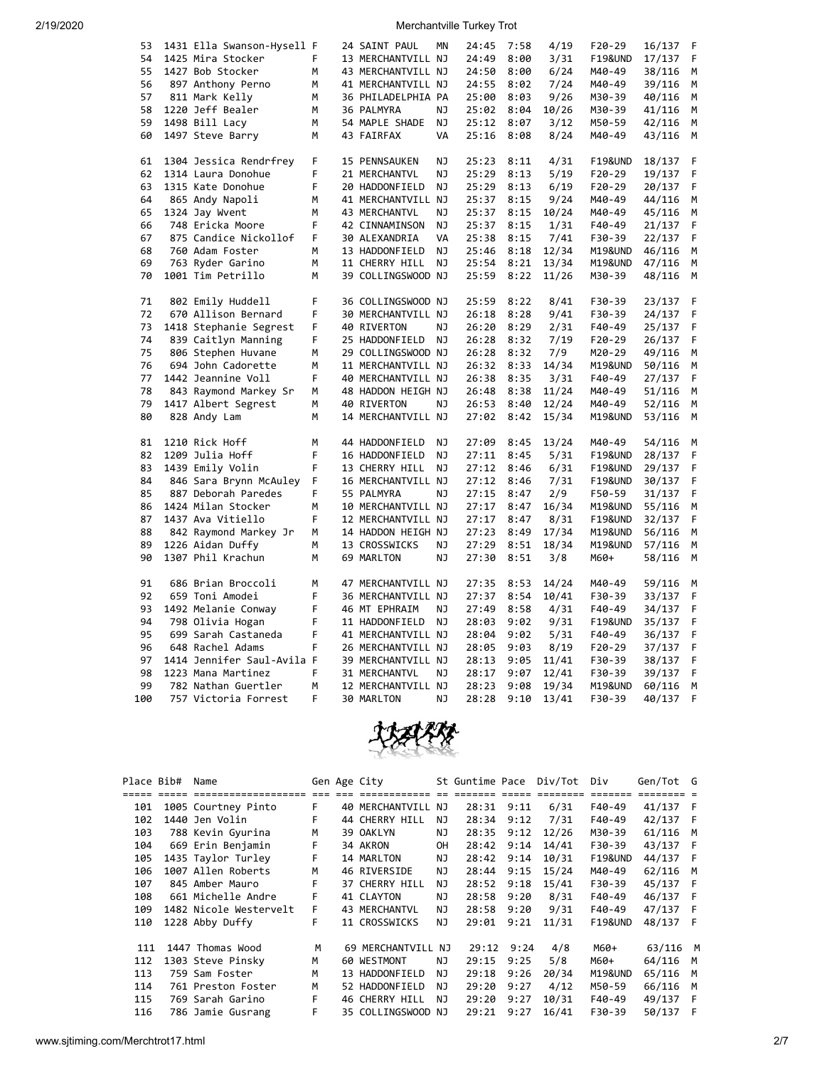| Place | Bib# | Name | Gen | Age | City | St | Guntime | Pace | Div/Tot | Div | Gen/Tot | G |
|---|---|---|---|---|---|---|---|---|---|---|---|---|
| 53 | 1431 | Ella Swanson-Hysell | F | 24 | SAINT PAUL | MN | 24:45 | 7:58 | 4/19 | F20-29 | 16/137 | F |
| 54 | 1425 | Mira Stocker | F | 13 | MERCHANTVILL | NJ | 24:49 | 8:00 | 3/31 | F19&UND | 17/137 | F |
| 55 | 1427 | Bob Stocker | M | 43 | MERCHANTVILL | NJ | 24:50 | 8:00 | 6/24 | M40-49 | 38/116 | M |
| 56 | 897 | Anthony Perno | M | 41 | MERCHANTVILL | NJ | 24:55 | 8:02 | 7/24 | M40-49 | 39/116 | M |
| 57 | 811 | Mark Kelly | M | 36 | PHILADELPHIA | PA | 25:00 | 8:03 | 9/26 | M30-39 | 40/116 | M |
| 58 | 1220 | Jeff Bealer | M | 36 | PALMYRA | NJ | 25:02 | 8:04 | 10/26 | M30-39 | 41/116 | M |
| 59 | 1498 | Bill Lacy | M | 54 | MAPLE SHADE | NJ | 25:12 | 8:07 | 3/12 | M50-59 | 42/116 | M |
| 60 | 1497 | Steve Barry | M | 43 | FAIRFAX | VA | 25:16 | 8:08 | 8/24 | M40-49 | 43/116 | M |
| 61 | 1304 | Jessica Rendrfrey | F | 15 | PENNSAUKEN | NJ | 25:23 | 8:11 | 4/31 | F19&UND | 18/137 | F |
| 62 | 1314 | Laura Donohue | F | 21 | MERCHANTVL | NJ | 25:29 | 8:13 | 5/19 | F20-29 | 19/137 | F |
| 63 | 1315 | Kate Donohue | F | 20 | HADDONFIELD | NJ | 25:29 | 8:13 | 6/19 | F20-29 | 20/137 | F |
| 64 | 865 | Andy Napoli | M | 41 | MERCHANTVILL | NJ | 25:37 | 8:15 | 9/24 | M40-49 | 44/116 | M |
| 65 | 1324 | Jay Wvent | M | 43 | MERCHANTVL | NJ | 25:37 | 8:15 | 10/24 | M40-49 | 45/116 | M |
| 66 | 748 | Ericka Moore | F | 42 | CINNAMINSON | NJ | 25:37 | 8:15 | 1/31 | F40-49 | 21/137 | F |
| 67 | 875 | Candice Nickollof | F | 30 | ALEXANDRIA | VA | 25:38 | 8:15 | 7/41 | F30-39 | 22/137 | F |
| 68 | 760 | Adam Foster | M | 13 | HADDONFIELD | NJ | 25:46 | 8:18 | 12/34 | M19&UND | 46/116 | M |
| 69 | 763 | Ryder Garino | M | 11 | CHERRY HILL | NJ | 25:54 | 8:21 | 13/34 | M19&UND | 47/116 | M |
| 70 | 1001 | Tim Petrillo | M | 39 | COLLINGSWOOD | NJ | 25:59 | 8:22 | 11/26 | M30-39 | 48/116 | M |
| 71 | 802 | Emily Huddell | F | 36 | COLLINGSWOOD | NJ | 25:59 | 8:22 | 8/41 | F30-39 | 23/137 | F |
| 72 | 670 | Allison Bernard | F | 30 | MERCHANTVILL | NJ | 26:18 | 8:28 | 9/41 | F30-39 | 24/137 | F |
| 73 | 1418 | Stephanie Segrest | F | 40 | RIVERTON | NJ | 26:20 | 8:29 | 2/31 | F40-49 | 25/137 | F |
| 74 | 839 | Caitlyn Manning | F | 25 | HADDONFIELD | NJ | 26:28 | 8:32 | 7/19 | F20-29 | 26/137 | F |
| 75 | 806 | Stephen Huvane | M | 29 | COLLINGSWOOD | NJ | 26:28 | 8:32 | 7/9 | M20-29 | 49/116 | M |
| 76 | 694 | John Cadorette | M | 11 | MERCHANTVILL | NJ | 26:32 | 8:33 | 14/34 | M19&UND | 50/116 | M |
| 77 | 1442 | Jeannine Voll | F | 40 | MERCHANTVILL | NJ | 26:38 | 8:35 | 3/31 | F40-49 | 27/137 | F |
| 78 | 843 | Raymond Markey Sr | M | 48 | HADDON HEIGH | NJ | 26:48 | 8:38 | 11/24 | M40-49 | 51/116 | M |
| 79 | 1417 | Albert Segrest | M | 40 | RIVERTON | NJ | 26:53 | 8:40 | 12/24 | M40-49 | 52/116 | M |
| 80 | 828 | Andy Lam | M | 14 | MERCHANTVILL | NJ | 27:02 | 8:42 | 15/34 | M19&UND | 53/116 | M |
| 81 | 1210 | Rick Hoff | M | 44 | HADDONFIELD | NJ | 27:09 | 8:45 | 13/24 | M40-49 | 54/116 | M |
| 82 | 1209 | Julia Hoff | F | 16 | HADDONFIELD | NJ | 27:11 | 8:45 | 5/31 | F19&UND | 28/137 | F |
| 83 | 1439 | Emily Volin | F | 13 | CHERRY HILL | NJ | 27:12 | 8:46 | 6/31 | F19&UND | 29/137 | F |
| 84 | 846 | Sara Brynn McAuley | F | 16 | MERCHANTVILL | NJ | 27:12 | 8:46 | 7/31 | F19&UND | 30/137 | F |
| 85 | 887 | Deborah Paredes | F | 55 | PALMYRA | NJ | 27:15 | 8:47 | 2/9 | F50-59 | 31/137 | F |
| 86 | 1424 | Milan Stocker | M | 10 | MERCHANTVILL | NJ | 27:17 | 8:47 | 16/34 | M19&UND | 55/116 | M |
| 87 | 1437 | Ava Vitiello | F | 12 | MERCHANTVILL | NJ | 27:17 | 8:47 | 8/31 | F19&UND | 32/137 | F |
| 88 | 842 | Raymond Markey Jr | M | 14 | HADDON HEIGH | NJ | 27:23 | 8:49 | 17/34 | M19&UND | 56/116 | M |
| 89 | 1226 | Aidan Duffy | M | 13 | CROSSWICKS | NJ | 27:29 | 8:51 | 18/34 | M19&UND | 57/116 | M |
| 90 | 1307 | Phil Krachun | M | 69 | MARLTON | NJ | 27:30 | 8:51 | 3/8 | M60+ | 58/116 | M |
| 91 | 686 | Brian Broccoli | M | 47 | MERCHANTVILL | NJ | 27:35 | 8:53 | 14/24 | M40-49 | 59/116 | M |
| 92 | 659 | Toni Amodei | F | 36 | MERCHANTVILL | NJ | 27:37 | 8:54 | 10/41 | F30-39 | 33/137 | F |
| 93 | 1492 | Melanie Conway | F | 46 | MT EPHRAIM | NJ | 27:49 | 8:58 | 4/31 | F40-49 | 34/137 | F |
| 94 | 798 | Olivia Hogan | F | 11 | HADDONFIELD | NJ | 28:03 | 9:02 | 9/31 | F19&UND | 35/137 | F |
| 95 | 699 | Sarah Castaneda | F | 41 | MERCHANTVILL | NJ | 28:04 | 9:02 | 5/31 | F40-49 | 36/137 | F |
| 96 | 648 | Rachel Adams | F | 26 | MERCHANTVILL | NJ | 28:05 | 9:03 | 8/19 | F20-29 | 37/137 | F |
| 97 | 1414 | Jennifer Saul-Avila | F | 39 | MERCHANTVILL | NJ | 28:13 | 9:05 | 11/41 | F30-39 | 38/137 | F |
| 98 | 1223 | Mana Martinez | F | 31 | MERCHANTVL | NJ | 28:17 | 9:07 | 12/41 | F30-39 | 39/137 | F |
| 99 | 782 | Nathan Guertler | M | 12 | MERCHANTVILL | NJ | 28:23 | 9:08 | 19/34 | M19&UND | 60/116 | M |
| 100 | 757 | Victoria Forrest | F | 30 | MARLTON | NJ | 28:28 | 9:10 | 13/41 | F30-39 | 40/137 | F |

| Place | Bib# | Name | Gen | Age | City | St | Guntime | Pace | Div/Tot | Div | Gen/Tot | G |
|---|---|---|---|---|---|---|---|---|---|---|---|---|
| 101 | 1005 | Courtney Pinto | F | 40 | MERCHANTVILL | NJ | 28:31 | 9:11 | 6/31 | F40-49 | 41/137 | F |
| 102 | 1440 | Jen Volin | F | 44 | CHERRY HILL | NJ | 28:34 | 9:12 | 7/31 | F40-49 | 42/137 | F |
| 103 | 788 | Kevin Gyurina | M | 39 | OAKLYN | NJ | 28:35 | 9:12 | 12/26 | M30-39 | 61/116 | M |
| 104 | 669 | Erin Benjamin | F | 34 | AKRON | OH | 28:42 | 9:14 | 14/41 | F30-39 | 43/137 | F |
| 105 | 1435 | Taylor Turley | F | 14 | MARLTON | NJ | 28:42 | 9:14 | 10/31 | F19&UND | 44/137 | F |
| 106 | 1007 | Allen Roberts | M | 46 | RIVERSIDE | NJ | 28:44 | 9:15 | 15/24 | M40-49 | 62/116 | M |
| 107 | 845 | Amber Mauro | F | 37 | CHERRY HILL | NJ | 28:52 | 9:18 | 15/41 | F30-39 | 45/137 | F |
| 108 | 661 | Michelle Andre | F | 41 | CLAYTON | NJ | 28:58 | 9:20 | 8/31 | F40-49 | 46/137 | F |
| 109 | 1482 | Nicole Westervelt | F | 43 | MERCHANTVL | NJ | 28:58 | 9:20 | 9/31 | F40-49 | 47/137 | F |
| 110 | 1228 | Abby Duffy | F | 11 | CROSSWICKS | NJ | 29:01 | 9:21 | 11/31 | F19&UND | 48/137 | F |
| 111 | 1447 | Thomas Wood | M | 69 | MERCHANTVILL | NJ | 29:12 | 9:24 | 4/8 | M60+ | 63/116 | M |
| 112 | 1303 | Steve Pinsky | M | 60 | WESTMONT | NJ | 29:15 | 9:25 | 5/8 | M60+ | 64/116 | M |
| 113 | 759 | Sam Foster | M | 13 | HADDONFIELD | NJ | 29:18 | 9:26 | 20/34 | M19&UND | 65/116 | M |
| 114 | 761 | Preston Foster | M | 52 | HADDONFIELD | NJ | 29:20 | 9:27 | 4/12 | M50-59 | 66/116 | M |
| 115 | 769 | Sarah Garino | F | 46 | CHERRY HILL | NJ | 29:20 | 9:27 | 10/31 | F40-49 | 49/137 | F |
| 116 | 786 | Jamie Gusrang | F | 35 | COLLINGSWOOD | NJ | 29:21 | 9:27 | 16/41 | F30-39 | 50/137 | F |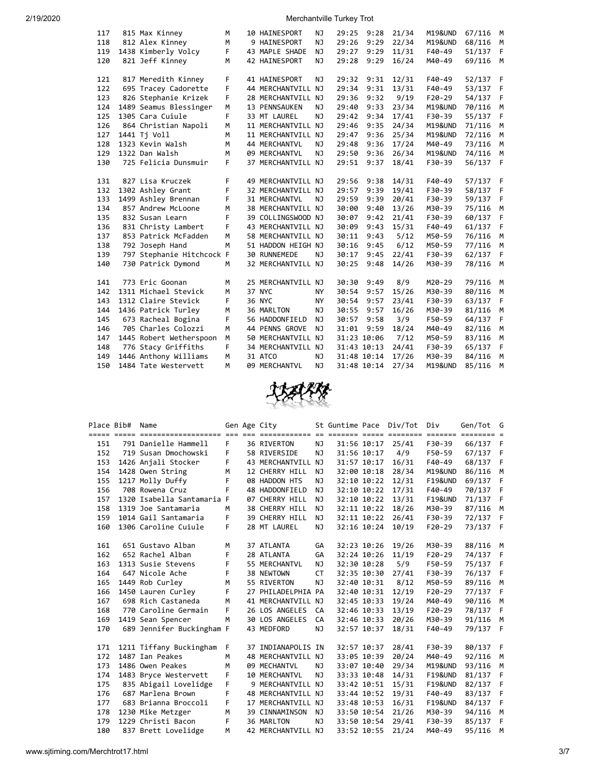| Place | Bib# | Name | Gen | Age | City | St | Guntime | Pace | Div/Tot | Div | Gen/Tot | G |
|---|---|---|---|---|---|---|---|---|---|---|---|---|
| 117 | 815 | Max Kinney | M | 10 | HAINESPORT | NJ | 29:25 | 9:28 | 21/34 | M19&UND | 67/116 | M |
| 118 | 812 | Alex Kinney | M | 9 | HAINESPORT | NJ | 29:26 | 9:29 | 22/34 | M19&UND | 68/116 | M |
| 119 | 1438 | Kimberly Volcy | F | 43 | MAPLE SHADE | NJ | 29:27 | 9:29 | 11/31 | F40-49 | 51/137 | F |
| 120 | 821 | Jeff Kinney | M | 42 | HAINESPORT | NJ | 29:28 | 9:29 | 16/24 | M40-49 | 69/116 | M |
| 121 | 817 | Meredith Kinney | F | 41 | HAINESPORT | NJ | 29:32 | 9:31 | 12/31 | F40-49 | 52/137 | F |
| 122 | 695 | Tracey Cadorette | F | 44 | MERCHANTVILL | NJ | 29:34 | 9:31 | 13/31 | F40-49 | 53/137 | F |
| 123 | 826 | Stephanie Krizek | F | 28 | MERCHANTVILL | NJ | 29:36 | 9:32 | 9/19 | F20-29 | 54/137 | F |
| 124 | 1489 | Seamus Blessinger | M | 13 | PENNSAUKEN | NJ | 29:40 | 9:33 | 23/34 | M19&UND | 70/116 | M |
| 125 | 1305 | Cara Cuiule | F | 33 | MT LAUREL | NJ | 29:42 | 9:34 | 17/41 | F30-39 | 55/137 | F |
| 126 | 864 | Christian Napoli | M | 11 | MERCHANTVILL | NJ | 29:46 | 9:35 | 24/34 | M19&UND | 71/116 | M |
| 127 | 1441 | Tj Voll | M | 11 | MERCHANTVILL | NJ | 29:47 | 9:36 | 25/34 | M19&UND | 72/116 | M |
| 128 | 1323 | Kevin Walsh | M | 44 | MERCHANTVL | NJ | 29:48 | 9:36 | 17/24 | M40-49 | 73/116 | M |
| 129 | 1322 | Dan Walsh | M | 09 | MERCHANTVL | NJ | 29:50 | 9:36 | 26/34 | M19&UND | 74/116 | M |
| 130 | 725 | Felicia Dunsmuir | F | 37 | MERCHANTVILL | NJ | 29:51 | 9:37 | 18/41 | F30-39 | 56/137 | F |
| 131 | 827 | Lisa Kruczek | F | 49 | MERCHANTVILL | NJ | 29:56 | 9:38 | 14/31 | F40-49 | 57/137 | F |
| 132 | 1302 | Ashley Grant | F | 32 | MERCHANTVILL | NJ | 29:57 | 9:39 | 19/41 | F30-39 | 58/137 | F |
| 133 | 1499 | Ashley Brennan | F | 31 | MERCHANTVL | NJ | 29:59 | 9:39 | 20/41 | F30-39 | 59/137 | F |
| 134 | 857 | Andrew McLoone | M | 38 | MERCHANTVILL | NJ | 30:00 | 9:40 | 13/26 | M30-39 | 75/116 | M |
| 135 | 832 | Susan Learn | F | 39 | COLLINGSWOOD | NJ | 30:07 | 9:42 | 21/41 | F30-39 | 60/137 | F |
| 136 | 831 | Christy Lambert | F | 43 | MERCHANTVILL | NJ | 30:09 | 9:43 | 15/31 | F40-49 | 61/137 | F |
| 137 | 853 | Patrick McFadden | M | 58 | MERCHANTVILL | NJ | 30:11 | 9:43 | 5/12 | M50-59 | 76/116 | M |
| 138 | 792 | Joseph Hand | M | 51 | HADDON HEIGH | NJ | 30:16 | 9:45 | 6/12 | M50-59 | 77/116 | M |
| 139 | 797 | Stephanie Hitchcock | F | 30 | RUNNEMEDE | NJ | 30:17 | 9:45 | 22/41 | F30-39 | 62/137 | F |
| 140 | 730 | Patrick Dymond | M | 32 | MERCHANTVILL | NJ | 30:25 | 9:48 | 14/26 | M30-39 | 78/116 | M |
| 141 | 773 | Eric Goonan | M | 25 | MERCHANTVILL | NJ | 30:30 | 9:49 | 8/9 | M20-29 | 79/116 | M |
| 142 | 1311 | Michael Stevick | M | 37 | NYC | NY | 30:54 | 9:57 | 15/26 | M30-39 | 80/116 | M |
| 143 | 1312 | Claire Stevick | F | 36 | NYC | NY | 30:54 | 9:57 | 23/41 | F30-39 | 63/137 | F |
| 144 | 1436 | Patrick Turley | M | 36 | MARLTON | NJ | 30:55 | 9:57 | 16/26 | M30-39 | 81/116 | M |
| 145 | 673 | Racheal Bogina | F | 56 | HADDONFIELD | NJ | 30:57 | 9:58 | 3/9 | F50-59 | 64/137 | F |
| 146 | 705 | Charles Colozzi | M | 44 | PENNS GROVE | NJ | 31:01 | 9:59 | 18/24 | M40-49 | 82/116 | M |
| 147 | 1445 | Robert Wetherspoon | M | 50 | MERCHANTVILL | NJ | 31:23 | 10:06 | 7/12 | M50-59 | 83/116 | M |
| 148 | 776 | Stacy Griffiths | F | 34 | MERCHANTVILL | NJ | 31:43 | 10:13 | 24/41 | F30-39 | 65/137 | F |
| 149 | 1446 | Anthony Williams | M | 31 | ATCO | NJ | 31:48 | 10:14 | 17/26 | M30-39 | 84/116 | M |
| 150 | 1484 | Tate Westervett | M | 09 | MERCHANTVL | NJ | 31:48 | 10:14 | 27/34 | M19&UND | 85/116 | M |

| Place | Bib# | Name | Gen | Age | City | St | Guntime | Pace | Div/Tot | Div | Gen/Tot | G |
|---|---|---|---|---|---|---|---|---|---|---|---|---|
| 151 | 791 | Danielle Hammell | F | 36 | RIVERTON | NJ | 31:56 | 10:17 | 25/41 | F30-39 | 66/137 | F |
| 152 | 719 | Susan Dmochowski | F | 58 | RIVERSIDE | NJ | 31:56 | 10:17 | 4/9 | F50-59 | 67/137 | F |
| 153 | 1426 | Anjali Stocker | F | 43 | MERCHANTVILL | NJ | 31:57 | 10:17 | 16/31 | F40-49 | 68/137 | F |
| 154 | 1428 | Owen String | M | 12 | CHERRY HILL | NJ | 32:00 | 10:18 | 28/34 | M19&UND | 86/116 | M |
| 155 | 1217 | Molly Duffy | F | 08 | HADDON HTS | NJ | 32:10 | 10:22 | 12/31 | F19&UND | 69/137 | F |
| 156 | 708 | Rowena Cruz | F | 48 | HADDONFIELD | NJ | 32:10 | 10:22 | 17/31 | F40-49 | 70/137 | F |
| 157 | 1320 | Isabella Santamaria | F | 07 | CHERRY HILL | NJ | 32:10 | 10:22 | 13/31 | F19&UND | 71/137 | F |
| 158 | 1319 | Joe Santamaria | M | 38 | CHERRY HILL | NJ | 32:11 | 10:22 | 18/26 | M30-39 | 87/116 | M |
| 159 | 1014 | Gail Santamaria | F | 39 | CHERRY HILL | NJ | 32:11 | 10:22 | 26/41 | F30-39 | 72/137 | F |
| 160 | 1306 | Caroline Cuiule | F | 28 | MT LAUREL | NJ | 32:16 | 10:24 | 10/19 | F20-29 | 73/137 | F |
| 161 | 651 | Gustavo Alban | M | 37 | ATLANTA | GA | 32:23 | 10:26 | 19/26 | M30-39 | 88/116 | M |
| 162 | 652 | Rachel Alban | F | 28 | ATLANTA | GA | 32:24 | 10:26 | 11/19 | F20-29 | 74/137 | F |
| 163 | 1313 | Susie Stevens | F | 55 | MERCHANTVL | NJ | 32:30 | 10:28 | 5/9 | F50-59 | 75/137 | F |
| 164 | 647 | Nicole Ache | F | 38 | NEWTOWN | CT | 32:35 | 10:30 | 27/41 | F30-39 | 76/137 | F |
| 165 | 1449 | Rob Curley | M | 55 | RIVERTON | NJ | 32:40 | 10:31 | 8/12 | M50-59 | 89/116 | M |
| 166 | 1450 | Lauren Curley | F | 27 | PHILADELPHIA | PA | 32:40 | 10:31 | 12/19 | F20-29 | 77/137 | F |
| 167 | 698 | Rich Castaneda | M | 41 | MERCHANTVILL | NJ | 32:45 | 10:33 | 19/24 | M40-49 | 90/116 | M |
| 168 | 770 | Caroline Germain | F | 26 | LOS ANGELES | CA | 32:46 | 10:33 | 13/19 | F20-29 | 78/137 | F |
| 169 | 1419 | Sean Spencer | M | 30 | LOS ANGELES | CA | 32:46 | 10:33 | 20/26 | M30-39 | 91/116 | M |
| 170 | 689 | Jennifer Buckingham | F | 43 | MEDFORD | NJ | 32:57 | 10:37 | 18/31 | F40-49 | 79/137 | F |
| 171 | 1211 | Tiffany Buckingham | F | 37 | INDIANAPOLIS | IN | 32:57 | 10:37 | 28/41 | F30-39 | 80/137 | F |
| 172 | 1487 | Ian Peakes | M | 48 | MERCHANTVILL | NJ | 33:05 | 10:39 | 20/24 | M40-49 | 92/116 | M |
| 173 | 1486 | Owen Peakes | M | 09 | MECHANTVL | NJ | 33:07 | 10:40 | 29/34 | M19&UND | 93/116 | M |
| 174 | 1483 | Bryce Westervett | F | 10 | MERCHANTVL | NJ | 33:33 | 10:48 | 14/31 | F19&UND | 81/137 | F |
| 175 | 835 | Abigail Lovelidge | F | 9 | MERCHANTVILL | NJ | 33:42 | 10:51 | 15/31 | F19&UND | 82/137 | F |
| 176 | 687 | Marlena Brown | F | 48 | MERCHANTVILL | NJ | 33:44 | 10:52 | 19/31 | F40-49 | 83/137 | F |
| 177 | 683 | Brianna Broccoli | F | 17 | MERCHANTVILL | NJ | 33:48 | 10:53 | 16/31 | F19&UND | 84/137 | F |
| 178 | 1230 | Mike Metzger | M | 39 | CINNAMINSON | NJ | 33:50 | 10:54 | 21/26 | M30-39 | 94/116 | M |
| 179 | 1229 | Christi Bacon | F | 36 | MARLTON | NJ | 33:50 | 10:54 | 29/41 | F30-39 | 85/137 | F |
| 180 | 837 | Brett Lovelidge | M | 42 | MERCHANTVILL | NJ | 33:52 | 10:55 | 21/24 | M40-49 | 95/116 | M |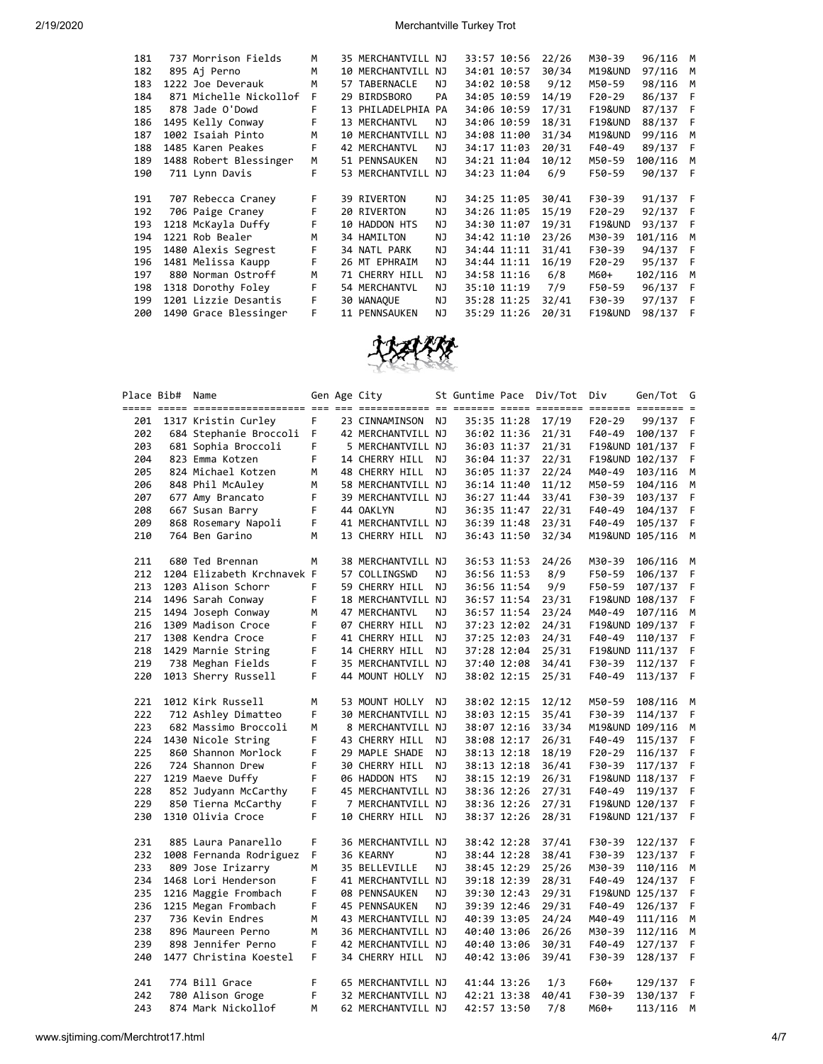| Place | Bib# | Name | Gen | Age | City | St | Guntime | Pace | Div/Tot | Div | Gen/Tot | G |
|---|---|---|---|---|---|---|---|---|---|---|---|---|
| 181 | 737 | Morrison Fields | M | 35 | MERCHANTVILL | NJ | 33:57 | 10:56 | 22/26 | M30-39 | 96/116 | M |
| 182 | 895 | Aj Perno | M | 10 | MERCHANTVILL | NJ | 34:01 | 10:57 | 30/34 | M19&UND | 97/116 | M |
| 183 | 1222 | Joe Deverauk | M | 57 | TABERNACLE | NJ | 34:02 | 10:58 | 9/12 | M50-59 | 98/116 | M |
| 184 | 871 | Michelle Nickollof | F | 29 | BIRDSBORO | PA | 34:05 | 10:59 | 14/19 | F20-29 | 86/137 | F |
| 185 | 878 | Jade O'Dowd | F | 13 | PHILADELPHIA | PA | 34:06 | 10:59 | 17/31 | F19&UND | 87/137 | F |
| 186 | 1495 | Kelly Conway | F | 13 | MERCHANTVL | NJ | 34:06 | 10:59 | 18/31 | F19&UND | 88/137 | F |
| 187 | 1002 | Isaiah Pinto | M | 10 | MERCHANTVILL | NJ | 34:08 | 11:00 | 31/34 | M19&UND | 99/116 | M |
| 188 | 1485 | Karen Peakes | F | 42 | MERCHANTVL | NJ | 34:17 | 11:03 | 20/31 | F40-49 | 89/137 | F |
| 189 | 1488 | Robert Blessinger | M | 51 | PENNSAUKEN | NJ | 34:21 | 11:04 | 10/12 | M50-59 | 100/116 | M |
| 190 | 711 | Lynn Davis | F | 53 | MERCHANTVILL | NJ | 34:23 | 11:04 | 6/9 | F50-59 | 90/137 | F |
| 191 | 707 | Rebecca Craney | F | 39 | RIVERTON | NJ | 34:25 | 11:05 | 30/41 | F30-39 | 91/137 | F |
| 192 | 706 | Paige Craney | F | 20 | RIVERTON | NJ | 34:26 | 11:05 | 15/19 | F20-29 | 92/137 | F |
| 193 | 1218 | McKayla Duffy | F | 10 | HADDON HTS | NJ | 34:30 | 11:07 | 19/31 | F19&UND | 93/137 | F |
| 194 | 1221 | Rob Bealer | M | 34 | HAMILTON | NJ | 34:42 | 11:10 | 23/26 | M30-39 | 101/116 | M |
| 195 | 1480 | Alexis Segrest | F | 34 | NATL PARK | NJ | 34:44 | 11:11 | 31/41 | F30-39 | 94/137 | F |
| 196 | 1481 | Melissa Kaupp | F | 26 | MT EPHRAIM | NJ | 34:44 | 11:11 | 16/19 | F20-29 | 95/137 | F |
| 197 | 880 | Norman Ostroff | M | 71 | CHERRY HILL | NJ | 34:58 | 11:16 | 6/8 | M60+ | 102/116 | M |
| 198 | 1318 | Dorothy Foley | F | 54 | MERCHANTVL | NJ | 35:10 | 11:19 | 7/9 | F50-59 | 96/137 | F |
| 199 | 1201 | Lizzie Desantis | F | 30 | WANAQUE | NJ | 35:28 | 11:25 | 32/41 | F30-39 | 97/137 | F |
| 200 | 1490 | Grace Blessinger | F | 11 | PENNSAUKEN | NJ | 35:29 | 11:26 | 20/31 | F19&UND | 98/137 | F |

| Place | Bib# | Name | Gen | Age | City | St | Guntime | Pace | Div/Tot | Div | Gen/Tot | G |
|---|---|---|---|---|---|---|---|---|---|---|---|---|
| 201 | 1317 | Kristin Curley | F | 23 | CINNAMINSON | NJ | 35:35 | 11:28 | 17/19 | F20-29 | 99/137 | F |
| 202 | 684 | Stephanie Broccoli | F | 42 | MERCHANTVILL | NJ | 36:02 | 11:36 | 21/31 | F40-49 | 100/137 | F |
| 203 | 681 | Sophia Broccoli | F | 5 | MERCHANTVILL | NJ | 36:03 | 11:37 | 21/31 | F19&UND | 101/137 | F |
| 204 | 823 | Emma Kotzen | F | 14 | CHERRY HILL | NJ | 36:04 | 11:37 | 22/31 | F19&UND | 102/137 | F |
| 205 | 824 | Michael Kotzen | M | 48 | CHERRY HILL | NJ | 36:05 | 11:37 | 22/24 | M40-49 | 103/116 | M |
| 206 | 848 | Phil McAuley | M | 58 | MERCHANTVILL | NJ | 36:14 | 11:40 | 11/12 | M50-59 | 104/116 | M |
| 207 | 677 | Amy Brancato | F | 39 | MERCHANTVILL | NJ | 36:27 | 11:44 | 33/41 | F30-39 | 103/137 | F |
| 208 | 667 | Susan Barry | F | 44 | OAKLYN | NJ | 36:35 | 11:47 | 22/31 | F40-49 | 104/137 | F |
| 209 | 868 | Rosemary Napoli | F | 41 | MERCHANTVILL | NJ | 36:39 | 11:48 | 23/31 | F40-49 | 105/137 | F |
| 210 | 764 | Ben Garino | M | 13 | CHERRY HILL | NJ | 36:43 | 11:50 | 32/34 | M19&UND | 105/116 | M |
| 211 | 680 | Ted Brennan | M | 38 | MERCHANTVILL | NJ | 36:53 | 11:53 | 24/26 | M30-39 | 106/116 | M |
| 212 | 1204 | Elizabeth Krchnavek | F | 57 | COLLINGSWD | NJ | 36:56 | 11:53 | 8/9 | F50-59 | 106/137 | F |
| 213 | 1203 | Alison Schorr | F | 59 | CHERRY HILL | NJ | 36:56 | 11:54 | 9/9 | F50-59 | 107/137 | F |
| 214 | 1496 | Sarah Conway | F | 18 | MERCHANTVILL | NJ | 36:57 | 11:54 | 23/31 | F19&UND | 108/137 | F |
| 215 | 1494 | Joseph Conway | M | 47 | MERCHANTVL | NJ | 36:57 | 11:54 | 23/24 | M40-49 | 107/116 | M |
| 216 | 1309 | Madison Croce | F | 07 | CHERRY HILL | NJ | 37:23 | 12:02 | 24/31 | F19&UND | 109/137 | F |
| 217 | 1308 | Kendra Croce | F | 41 | CHERRY HILL | NJ | 37:25 | 12:03 | 24/31 | F40-49 | 110/137 | F |
| 218 | 1429 | Marnie String | F | 14 | CHERRY HILL | NJ | 37:28 | 12:04 | 25/31 | F19&UND | 111/137 | F |
| 219 | 738 | Meghan Fields | F | 35 | MERCHANTVILL | NJ | 37:40 | 12:08 | 34/41 | F30-39 | 112/137 | F |
| 220 | 1013 | Sherry Russell | F | 44 | MOUNT HOLLY | NJ | 38:02 | 12:15 | 25/31 | F40-49 | 113/137 | F |
| 221 | 1012 | Kirk Russell | M | 53 | MOUNT HOLLY | NJ | 38:02 | 12:15 | 12/12 | M50-59 | 108/116 | M |
| 222 | 712 | Ashley Dimatteo | F | 30 | MERCHANTVILL | NJ | 38:03 | 12:15 | 35/41 | F30-39 | 114/137 | F |
| 223 | 682 | Massimo Broccoli | M | 8 | MERCHANTVILL | NJ | 38:07 | 12:16 | 33/34 | M19&UND | 109/116 | M |
| 224 | 1430 | Nicole String | F | 43 | CHERRY HILL | NJ | 38:08 | 12:17 | 26/31 | F40-49 | 115/137 | F |
| 225 | 860 | Shannon Morlock | F | 29 | MAPLE SHADE | NJ | 38:13 | 12:18 | 18/19 | F20-29 | 116/137 | F |
| 226 | 724 | Shannon Drew | F | 30 | CHERRY HILL | NJ | 38:13 | 12:18 | 36/41 | F30-39 | 117/137 | F |
| 227 | 1219 | Maeve Duffy | F | 06 | HADDON HTS | NJ | 38:15 | 12:19 | 26/31 | F19&UND | 118/137 | F |
| 228 | 852 | Judyann McCarthy | F | 45 | MERCHANTVILL | NJ | 38:36 | 12:26 | 27/31 | F40-49 | 119/137 | F |
| 229 | 850 | Tierna McCarthy | F | 7 | MERCHANTVILL | NJ | 38:36 | 12:26 | 27/31 | F19&UND | 120/137 | F |
| 230 | 1310 | Olivia Croce | F | 10 | CHERRY HILL | NJ | 38:37 | 12:26 | 28/31 | F19&UND | 121/137 | F |
| 231 | 885 | Laura Panarello | F | 36 | MERCHANTVILL | NJ | 38:42 | 12:28 | 37/41 | F30-39 | 122/137 | F |
| 232 | 1008 | Fernanda Rodriguez | F | 36 | KEARNY | NJ | 38:44 | 12:28 | 38/41 | F30-39 | 123/137 | F |
| 233 | 809 | Jose Irizarry | M | 35 | BELLEVILLE | NJ | 38:45 | 12:29 | 25/26 | M30-39 | 110/116 | M |
| 234 | 1468 | Lori Henderson | F | 41 | MERCHANTVILL | NJ | 39:18 | 12:39 | 28/31 | F40-49 | 124/137 | F |
| 235 | 1216 | Maggie Frombach | F | 08 | PENNSAUKEN | NJ | 39:30 | 12:43 | 29/31 | F19&UND | 125/137 | F |
| 236 | 1215 | Megan Frombach | F | 45 | PENNSAUKEN | NJ | 39:39 | 12:46 | 29/31 | F40-49 | 126/137 | F |
| 237 | 736 | Kevin Endres | M | 43 | MERCHANTVILL | NJ | 40:39 | 13:05 | 24/24 | M40-49 | 111/116 | M |
| 238 | 896 | Maureen Perno | M | 36 | MERCHANTVILL | NJ | 40:40 | 13:06 | 26/26 | M30-39 | 112/116 | M |
| 239 | 898 | Jennifer Perno | F | 42 | MERCHANTVILL | NJ | 40:40 | 13:06 | 30/31 | F40-49 | 127/137 | F |
| 240 | 1477 | Christina Koestel | F | 34 | CHERRY HILL | NJ | 40:42 | 13:06 | 39/41 | F30-39 | 128/137 | F |
| 241 | 774 | Bill Grace | F | 65 | MERCHANTVILL | NJ | 41:44 | 13:26 | 1/3 | F60+ | 129/137 | F |
| 242 | 780 | Alison Groge | F | 32 | MERCHANTVILL | NJ | 42:21 | 13:38 | 40/41 | F30-39 | 130/137 | F |
| 243 | 874 | Mark Nickollof | M | 62 | MERCHANTVILL | NJ | 42:57 | 13:50 | 7/8 | M60+ | 113/116 | M |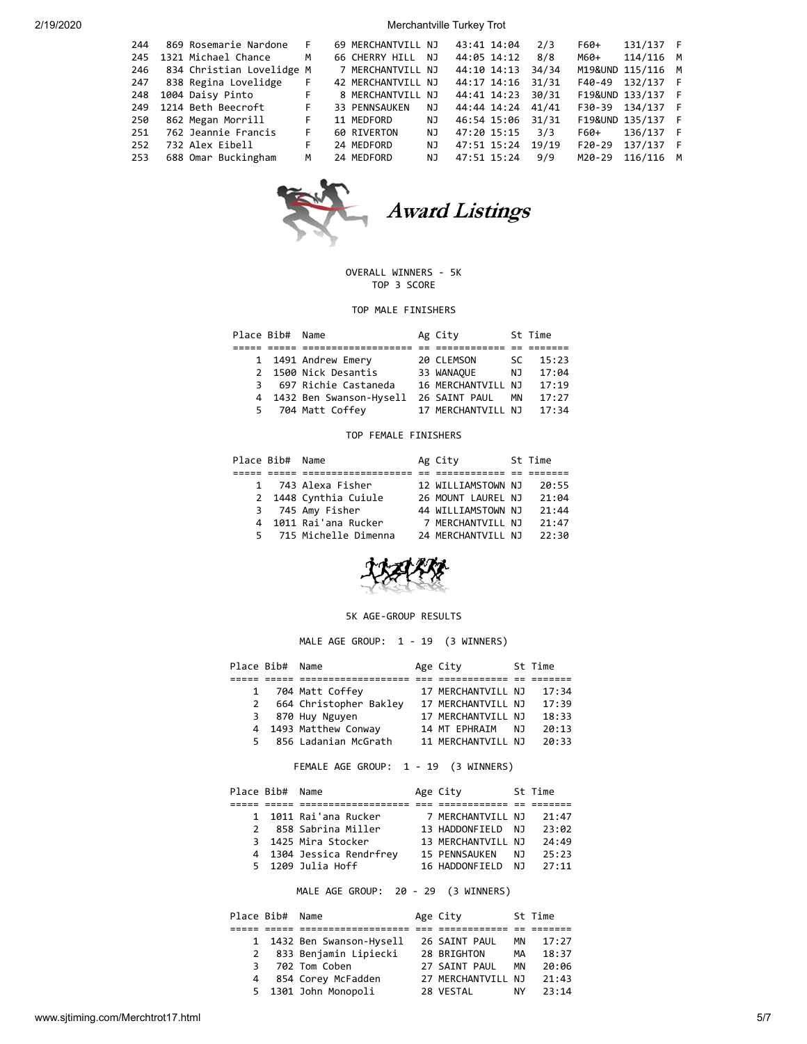| | | | | | | | | | | | |
|---|---|---|---|---|---|---|---|---|---|---|---|
| 244 | 869 | Rosemarie Nardone | F | 69 | MERCHANTVILL | NJ | 43:41 | 14:04 | 2/3 | F60+ | 131/137 F |
| 245 | 1321 | Michael Chance | M | 66 | CHERRY HILL | NJ | 44:05 | 14:12 | 8/8 | M60+ | 114/116 M |
| 246 | 834 | Christian Lovelidge | M | 7 | MERCHANTVILL | NJ | 44:10 | 14:13 | 34/34 | M19&UND | 115/116 M |
| 247 | 838 | Regina Lovelidge | F | 42 | MERCHANTVILL | NJ | 44:17 | 14:16 | 31/31 | F40-49 | 132/137 F |
| 248 | 1004 | Daisy Pinto | F | 8 | MERCHANTVILL | NJ | 44:41 | 14:23 | 30/31 | F19&UND | 133/137 F |
| 249 | 1214 | Beth Beecroft | F | 33 | PENNSAUKEN | NJ | 44:44 | 14:24 | 41/41 | F30-39 | 134/137 F |
| 250 | 862 | Megan Morrill | F | 11 | MEDFORD | NJ | 46:54 | 15:06 | 31/31 | F19&UND | 135/137 F |
| 251 | 762 | Jeannie Francis | F | 60 | RIVERTON | NJ | 47:20 | 15:15 | 3/3 | F60+ | 136/137 F |
| 252 | 732 | Alex Eibell | F | 24 | MEDFORD | NJ | 47:51 | 15:24 | 19/19 | F20-29 | 137/137 F |
| 253 | 688 | Omar Buckingham | M | 24 | MEDFORD | NJ | 47:51 | 15:24 | 9/9 | M20-29 | 116/116 M |

# Award Listings

OVERALL WINNERS - 5K
TOP 3 SCORE

TOP MALE FINISHERS

| Place | Bib# | Name | Ag | City | St | Time |
|---|---|---|---|---|---|---|
| 1 | 1491 | Andrew Emery | 20 | CLEMSON | SC | 15:23 |
| 2 | 1500 | Nick Desantis | 33 | WANAQUE | NJ | 17:04 |
| 3 | 697 | Richie Castaneda | 16 | MERCHANTVILL | NJ | 17:19 |
| 4 | 1432 | Ben Swanson-Hysell | 26 | SAINT PAUL | MN | 17:27 |
| 5 | 704 | Matt Coffey | 17 | MERCHANTVILL | NJ | 17:34 |

TOP FEMALE FINISHERS

| Place | Bib# | Name | Ag | City | St | Time |
|---|---|---|---|---|---|---|
| 1 | 743 | Alexa Fisher | 12 | WILLIAMSTOWN | NJ | 20:55 |
| 2 | 1448 | Cynthia Cuiule | 26 | MOUNT LAUREL | NJ | 21:04 |
| 3 | 745 | Amy Fisher | 44 | WILLIAMSTOWN | NJ | 21:44 |
| 4 | 1011 | Rai'ana Rucker | 7 | MERCHANTVILL | NJ | 21:47 |
| 5 | 715 | Michelle Dimenna | 24 | MERCHANTVILL | NJ | 22:30 |

5K AGE-GROUP RESULTS

MALE AGE GROUP: 1 - 19 (3 WINNERS)

| Place | Bib# | Name | Age | City | St | Time |
|---|---|---|---|---|---|---|
| 1 | 704 | Matt Coffey | 17 | MERCHANTVILL | NJ | 17:34 |
| 2 | 664 | Christopher Bakley | 17 | MERCHANTVILL | NJ | 17:39 |
| 3 | 870 | Huy Nguyen | 17 | MERCHANTVILL | NJ | 18:33 |
| 4 | 1493 | Matthew Conway | 14 | MT EPHRAIM | NJ | 20:13 |
| 5 | 856 | Ladanian McGrath | 11 | MERCHANTVILL | NJ | 20:33 |

FEMALE AGE GROUP: 1 - 19 (3 WINNERS)

| Place | Bib# | Name | Age | City | St | Time |
|---|---|---|---|---|---|---|
| 1 | 1011 | Rai'ana Rucker | 7 | MERCHANTVILL | NJ | 21:47 |
| 2 | 858 | Sabrina Miller | 13 | HADDONFIELD | NJ | 23:02 |
| 3 | 1425 | Mira Stocker | 13 | MERCHANTVILL | NJ | 24:49 |
| 4 | 1304 | Jessica Rendrfrey | 15 | PENNSAUKEN | NJ | 25:23 |
| 5 | 1209 | Julia Hoff | 16 | HADDONFIELD | NJ | 27:11 |

MALE AGE GROUP: 20 - 29 (3 WINNERS)

| Place | Bib# | Name | Age | City | St | Time |
|---|---|---|---|---|---|---|
| 1 | 1432 | Ben Swanson-Hysell | 26 | SAINT PAUL | MN | 17:27 |
| 2 | 833 | Benjamin Lipiecki | 28 | BRIGHTON | MA | 18:37 |
| 3 | 702 | Tom Coben | 27 | SAINT PAUL | MN | 20:06 |
| 4 | 854 | Corey McFadden | 27 | MERCHANTVILL | NJ | 21:43 |
| 5 | 1301 | John Monopoli | 28 | VESTAL | NY | 23:14 |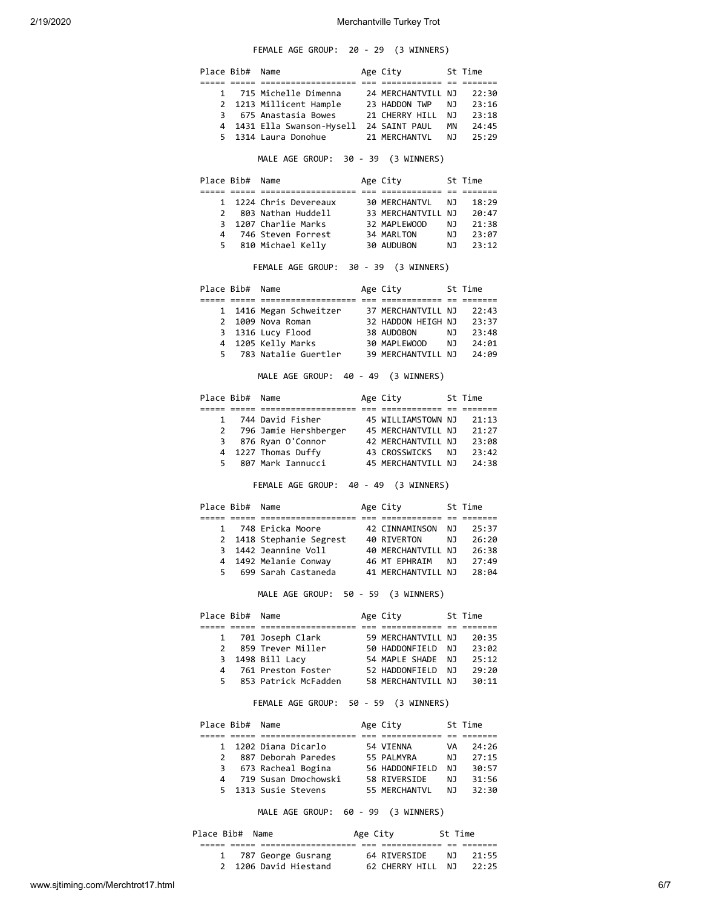FEMALE AGE GROUP: 20 - 29 (3 WINNERS)

| Place | Bib# | Name | Age | City | St | Time |
|---|---|---|---|---|---|---|
| 1 | 715 | Michelle Dimenna | 24 | MERCHANTVILL | NJ | 22:30 |
| 2 | 1213 | Millicent Hample | 23 | HADDON TWP | NJ | 23:16 |
| 3 | 675 | Anastasia Bowes | 21 | CHERRY HILL | NJ | 23:18 |
| 4 | 1431 | Ella Swanson-Hysell | 24 | SAINT PAUL | MN | 24:45 |
| 5 | 1314 | Laura Donohue | 21 | MERCHANTVL | NJ | 25:29 |

MALE AGE GROUP: 30 - 39 (3 WINNERS)

| Place | Bib# | Name | Age | City | St | Time |
|---|---|---|---|---|---|---|
| 1 | 1224 | Chris Devereaux | 30 | MERCHANTVL | NJ | 18:29 |
| 2 | 803 | Nathan Huddell | 33 | MERCHANTVILL | NJ | 20:47 |
| 3 | 1207 | Charlie Marks | 32 | MAPLEWOOD | NJ | 21:38 |
| 4 | 746 | Steven Forrest | 34 | MARLTON | NJ | 23:07 |
| 5 | 810 | Michael Kelly | 30 | AUDUBON | NJ | 23:12 |

FEMALE AGE GROUP: 30 - 39 (3 WINNERS)

| Place | Bib# | Name | Age | City | St | Time |
|---|---|---|---|---|---|---|
| 1 | 1416 | Megan Schweitzer | 37 | MERCHANTVILL | NJ | 22:43 |
| 2 | 1009 | Nova Roman | 32 | HADDON HEIGH | NJ | 23:37 |
| 3 | 1316 | Lucy Flood | 38 | AUDOBON | NJ | 23:48 |
| 4 | 1205 | Kelly Marks | 30 | MAPLEWOOD | NJ | 24:01 |
| 5 | 783 | Natalie Guertler | 39 | MERCHANTVILL | NJ | 24:09 |

MALE AGE GROUP: 40 - 49 (3 WINNERS)

| Place | Bib# | Name | Age | City | St | Time |
|---|---|---|---|---|---|---|
| 1 | 744 | David Fisher | 45 | WILLIAMSTOWN | NJ | 21:13 |
| 2 | 796 | Jamie Hershberger | 45 | MERCHANTVILL | NJ | 21:27 |
| 3 | 876 | Ryan O'Connor | 42 | MERCHANTVILL | NJ | 23:08 |
| 4 | 1227 | Thomas Duffy | 43 | CROSSWICKS | NJ | 23:42 |
| 5 | 807 | Mark Iannucci | 45 | MERCHANTVILL | NJ | 24:38 |

FEMALE AGE GROUP: 40 - 49 (3 WINNERS)

| Place | Bib# | Name | Age | City | St | Time |
|---|---|---|---|---|---|---|
| 1 | 748 | Ericka Moore | 42 | CINNAMINSON | NJ | 25:37 |
| 2 | 1418 | Stephanie Segrest | 40 | RIVERTON | NJ | 26:20 |
| 3 | 1442 | Jeannine Voll | 40 | MERCHANTVILL | NJ | 26:38 |
| 4 | 1492 | Melanie Conway | 46 | MT EPHRAIM | NJ | 27:49 |
| 5 | 699 | Sarah Castaneda | 41 | MERCHANTVILL | NJ | 28:04 |

MALE AGE GROUP: 50 - 59 (3 WINNERS)

| Place | Bib# | Name | Age | City | St | Time |
|---|---|---|---|---|---|---|
| 1 | 701 | Joseph Clark | 59 | MERCHANTVILL | NJ | 20:35 |
| 2 | 859 | Trever Miller | 50 | HADDONFIELD | NJ | 23:02 |
| 3 | 1498 | Bill Lacy | 54 | MAPLE SHADE | NJ | 25:12 |
| 4 | 761 | Preston Foster | 52 | HADDONFIELD | NJ | 29:20 |
| 5 | 853 | Patrick McFadden | 58 | MERCHANTVILL | NJ | 30:11 |

FEMALE AGE GROUP: 50 - 59 (3 WINNERS)

| Place | Bib# | Name | Age | City | St | Time |
|---|---|---|---|---|---|---|
| 1 | 1202 | Diana Dicarlo | 54 | VIENNA | VA | 24:26 |
| 2 | 887 | Deborah Paredes | 55 | PALMYRA | NJ | 27:15 |
| 3 | 673 | Racheal Bogina | 56 | HADDONFIELD | NJ | 30:57 |
| 4 | 719 | Susan Dmochowski | 58 | RIVERSIDE | NJ | 31:56 |
| 5 | 1313 | Susie Stevens | 55 | MERCHANTVL | NJ | 32:30 |

MALE AGE GROUP: 60 - 99 (3 WINNERS)

| Place | Bib# | Name | Age | City | St | Time |
|---|---|---|---|---|---|---|
| 1 | 787 | George Gusrang | 64 | RIVERSIDE | NJ | 21:55 |
| 2 | 1206 | David Hiestand | 62 | CHERRY HILL | NJ | 22:25 |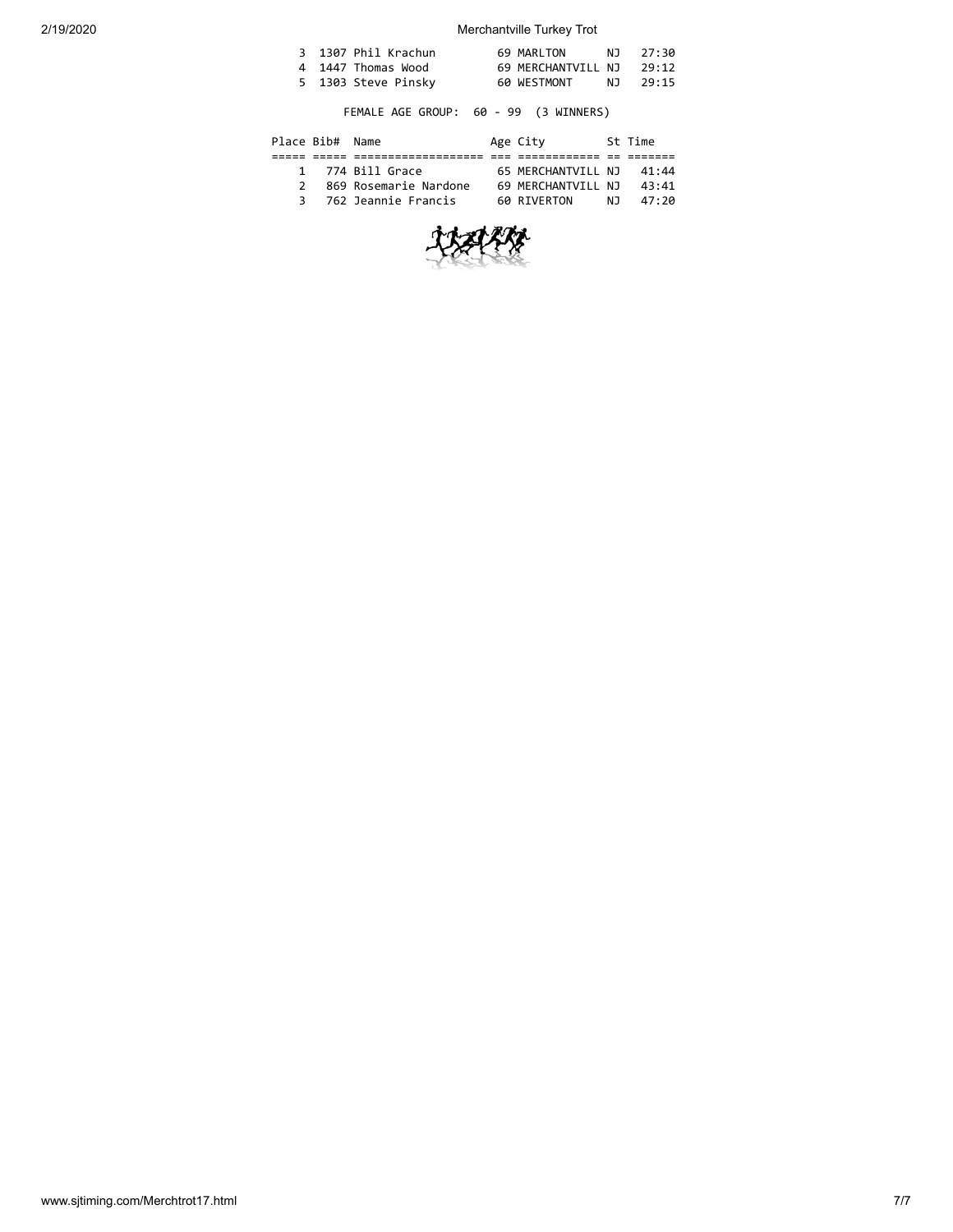| | | | | | | |
|---|---|---|---|---|---|---|
| 3 | 1307 | Phil Krachun | 69 | MARLTON | NJ | 27:30 |
| 4 | 1447 | Thomas Wood | 69 | MERCHANTVILL | NJ | 29:12 |
| 5 | 1303 | Steve Pinsky | 60 | WESTMONT | NJ | 29:15 |

FEMALE AGE GROUP: 60 - 99 (3 WINNERS)

| Place | Bib# | Name | Age | City | St | Time |
|---|---|---|---|---|---|---|
| 1 | 774 | Bill Grace | 65 | MERCHANTVILL | NJ | 41:44 |
| 2 | 869 | Rosemarie Nardone | 69 | MERCHANTVILL | NJ | 43:41 |
| 3 | 762 | Jeannie Francis | 60 | RIVERTON | NJ | 47:20 |